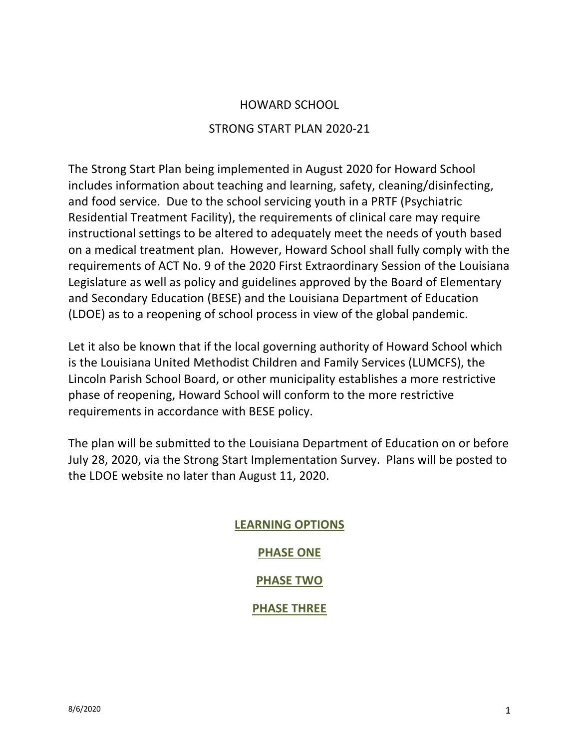# HOWARD SCHOOL

## STRONG START PLAN 2020-21

The Strong Start Plan being implemented in August 2020 for Howard School includes information about teaching and learning, safety, cleaning/disinfecting, and food service. Due to the school servicing youth in a PRTF (Psychiatric Residential Treatment Facility), the requirements of clinical care may require instructional settings to be altered to adequately meet the needs of youth based on a medical treatment plan. However, Howard School shall fully comply with the requirements of ACT No. 9 of the 2020 First Extraordinary Session of the Louisiana Legislature as well as policy and guidelines approved by the Board of Elementary and Secondary Education (BESE) and the Louisiana Department of Education (LDOE) as to a reopening of school process in view of the global pandemic.

Let it also be known that if the local governing authority of Howard School which is the Louisiana United Methodist Children and Family Services (LUMCFS), the Lincoln Parish School Board, or other municipality establishes a more restrictive phase of reopening, Howard School will conform to the more restrictive requirements in accordance with BESE policy.

The plan will be submitted to the Louisiana Department of Education on or before July 28, 2020, via the Strong Start Implementation Survey. Plans will be posted to the LDOE website no later than August 11, 2020.

**LEARNING OPTIONS**

**PHASE ONE**

**PHASE TWO**

**PHASE THREE**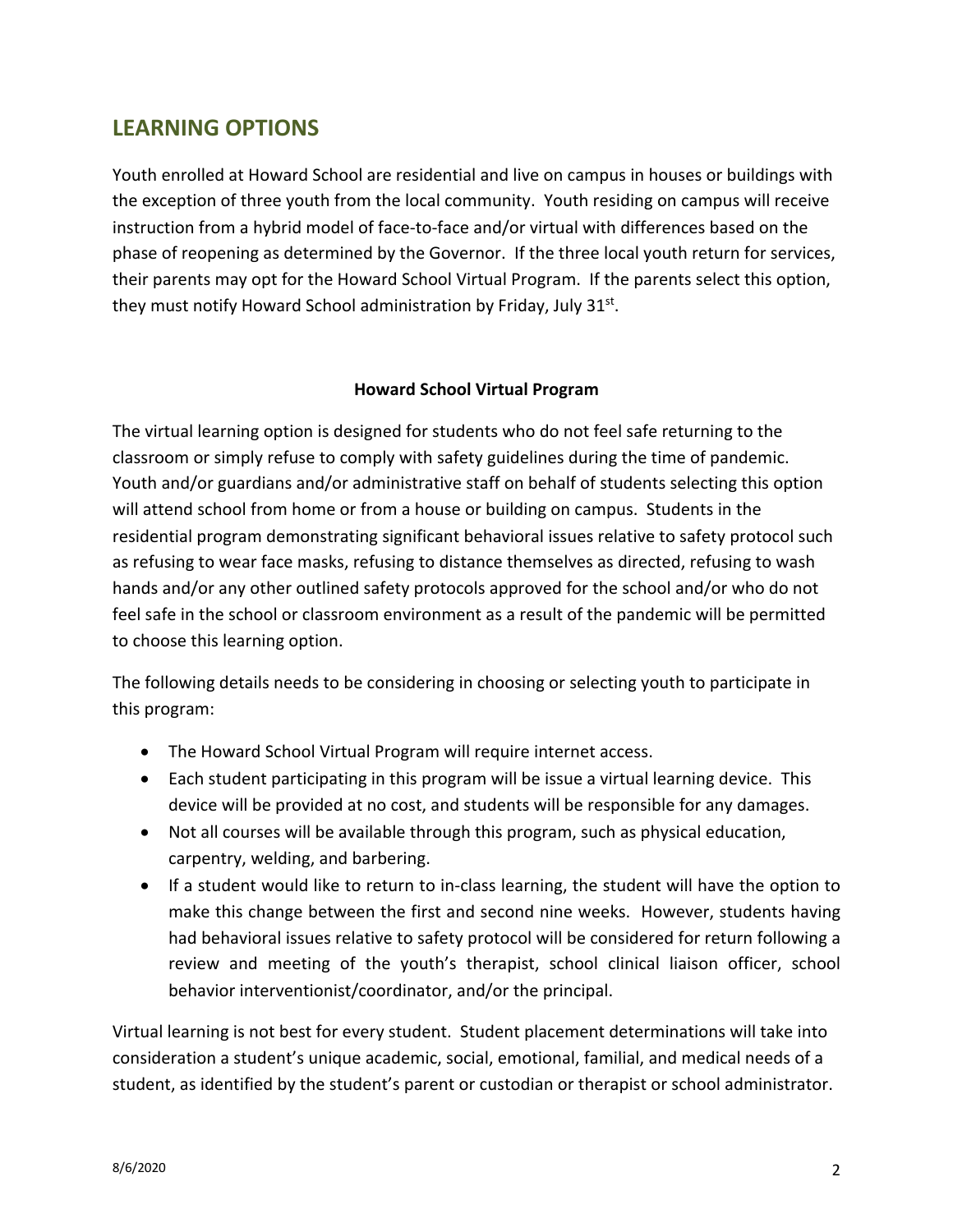## LEARNING OPTIONS

Youth enrolled at Howard School are residential and live on campus in houses or buildings with the exception of three youth from the local community. Youth residing on campus will receive instruction from a hybrid model of face-to-face and/or virtual with differences based on the phase of reopening as determined by the Governor. If the three local youth return for services, their parents may opt for the Howard School Virtual Program. If the parents select this option, they must notify Howard School administration by Friday, July 31st.

**Howard School Virtual Program**

The virtual learning option is designed for students who do not feel safe returning to the classroom or simply refuse to comply with safety guidelines during the time of pandemic. Youth and/or guardians and/or administrative staff on behalf of students selecting this option will attend school from home or from a house or building on campus. Students in the residential program demonstrating significant behavioral issues relative to safety protocol such as refusing to wear face masks, refusing to distance themselves as directed, refusing to wash hands and/or any other outlined safety protocols approved for the school and/or who do not feel safe in the school or classroom environment as a result of the pandemic will be permitted to choose this learning option.

The following details needs to be considering in choosing or selecting youth to participate in this program:

- The Howard School Virtual Program will require internet access.
- Each student participating in this program will be issue a virtual learning device. This device will be provided at no cost, and students will be responsible for any damages.
- Not all courses will be available through this program, such as physical education, carpentry, welding, and barbering.
- If a student would like to return to in-class learning, the student will have the option to make this change between the first and second nine weeks. However, students having had behavioral issues relative to safety protocol will be considered for return following a review and meeting of the youth's therapist, school clinical liaison officer, school behavior interventionist/coordinator, and/or the principal.

Virtual learning is not best for every student. Student placement determinations will take into consideration a student's unique academic, social, emotional, familial, and medical needs of a student, as identified by the student's parent or custodian or therapist or school administrator.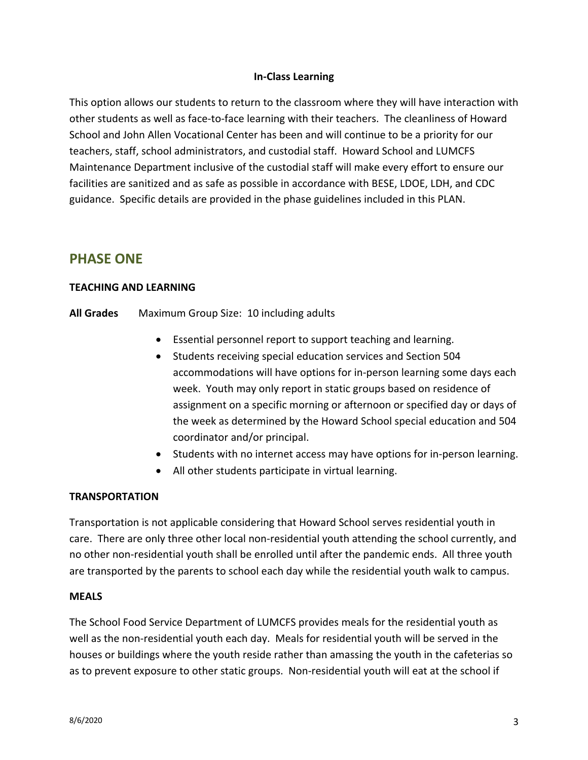**In-Class Learning**

This option allows our students to return to the classroom where they will have interaction with other students as well as face-to-face learning with their teachers. The cleanliness of Howard School and John Allen Vocational Center has been and will continue to be a priority for our teachers, staff, school administrators, and custodial staff. Howard School and LUMCFS Maintenance Department inclusive of the custodial staff will make every effort to ensure our facilities are sanitized and as safe as possible in accordance with BESE, LDOE, LDH, and CDC guidance. Specific details are provided in the phase guidelines included in this PLAN.

## PHASE ONE

### TEACHING AND LEARNING

**All Grades** Maximum Group Size: 10 including adults

- Essential personnel report to support teaching and learning.
- Students receiving special education services and Section 504 accommodations will have options for in-person learning some days each week. Youth may only report in static groups based on residence of assignment on a specific morning or afternoon or specified day or days of the week as determined by the Howard School special education and 504 coordinator and/or principal.
- Students with no internet access may have options for in-person learning.
- All other students participate in virtual learning.

### TRANSPORTATION

Transportation is not applicable considering that Howard School serves residential youth in care. There are only three other local non-residential youth attending the school currently, and no other non-residential youth shall be enrolled until after the pandemic ends. All three youth are transported by the parents to school each day while the residential youth walk to campus.

### MEALS

The School Food Service Department of LUMCFS provides meals for the residential youth as well as the non-residential youth each day. Meals for residential youth will be served in the houses or buildings where the youth reside rather than amassing the youth in the cafeterias so as to prevent exposure to other static groups. Non-residential youth will eat at the school if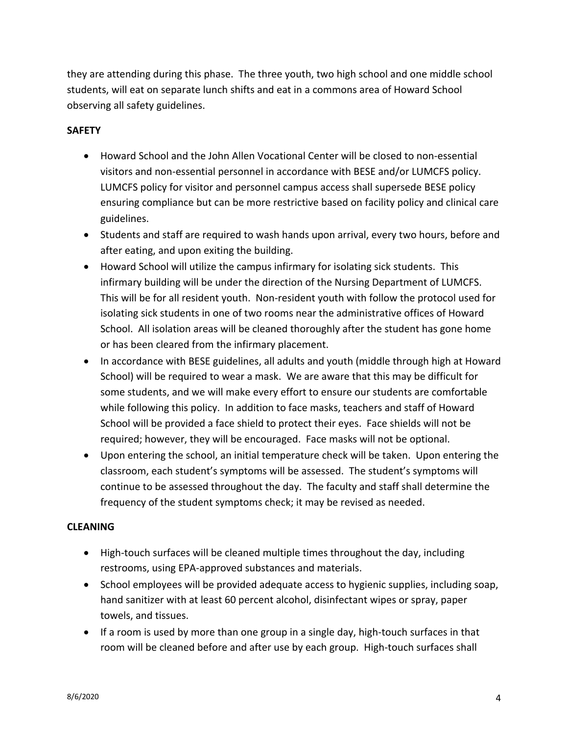they are attending during this phase. The three youth, two high school and one middle school students, will eat on separate lunch shifts and eat in a commons area of Howard School observing all safety guidelines.

**SAFETY**

- Howard School and the John Allen Vocational Center will be closed to non-essential visitors and non-essential personnel in accordance with BESE and/or LUMCFS policy. LUMCFS policy for visitor and personnel campus access shall supersede BESE policy ensuring compliance but can be more restrictive based on facility policy and clinical care guidelines.
- Students and staff are required to wash hands upon arrival, every two hours, before and after eating, and upon exiting the building.
- Howard School will utilize the campus infirmary for isolating sick students. This infirmary building will be under the direction of the Nursing Department of LUMCFS. This will be for all resident youth. Non-resident youth with follow the protocol used for isolating sick students in one of two rooms near the administrative offices of Howard School. All isolation areas will be cleaned thoroughly after the student has gone home or has been cleared from the infirmary placement.
- In accordance with BESE guidelines, all adults and youth (middle through high at Howard School) will be required to wear a mask. We are aware that this may be difficult for some students, and we will make every effort to ensure our students are comfortable while following this policy. In addition to face masks, teachers and staff of Howard School will be provided a face shield to protect their eyes. Face shields will not be required; however, they will be encouraged. Face masks will not be optional.
- Upon entering the school, an initial temperature check will be taken. Upon entering the classroom, each student's symptoms will be assessed. The student's symptoms will continue to be assessed throughout the day. The faculty and staff shall determine the frequency of the student symptoms check; it may be revised as needed.

**CLEANING**

- High-touch surfaces will be cleaned multiple times throughout the day, including restrooms, using EPA-approved substances and materials.
- School employees will be provided adequate access to hygienic supplies, including soap, hand sanitizer with at least 60 percent alcohol, disinfectant wipes or spray, paper towels, and tissues.
- If a room is used by more than one group in a single day, high-touch surfaces in that room will be cleaned before and after use by each group. High-touch surfaces shall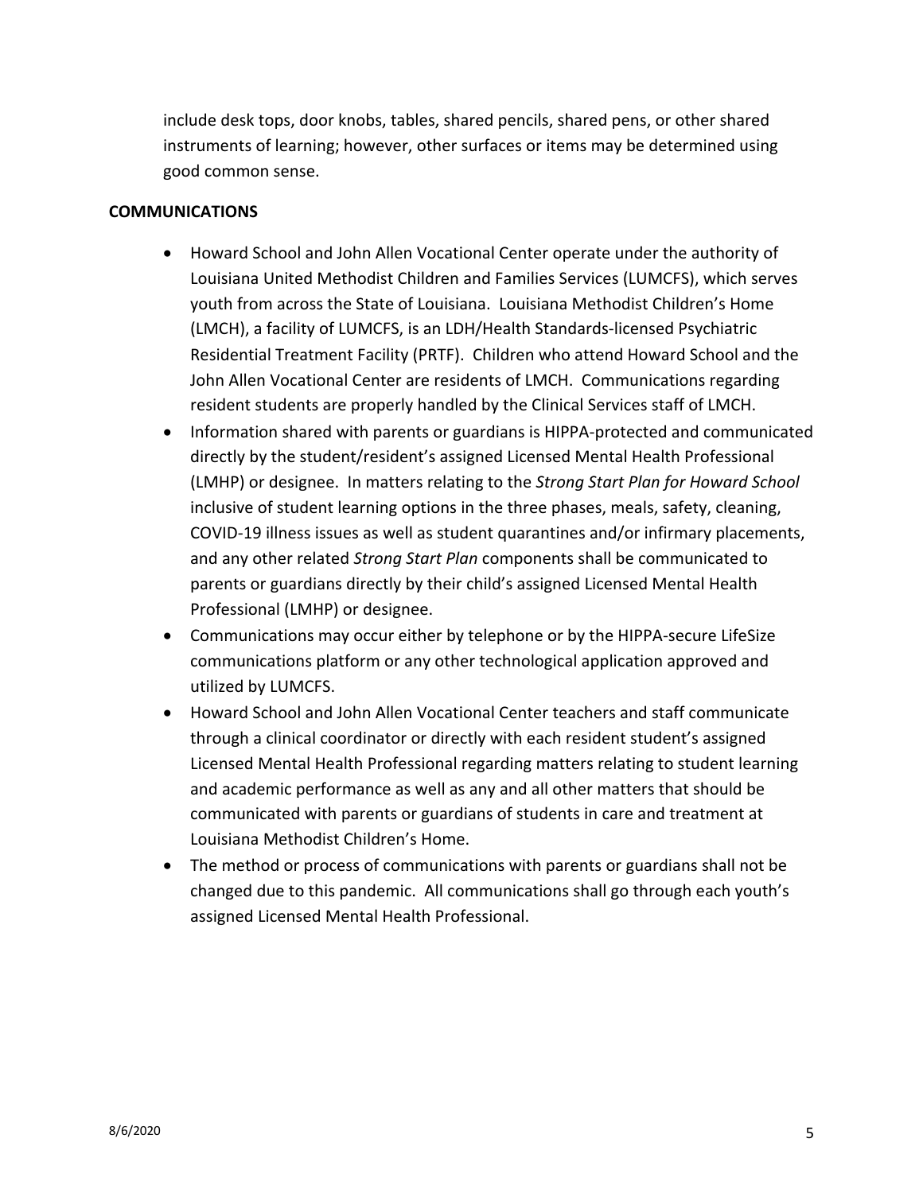include desk tops, door knobs, tables, shared pencils, shared pens, or other shared instruments of learning; however, other surfaces or items may be determined using good common sense.

**COMMUNICATIONS**

- Howard School and John Allen Vocational Center operate under the authority of Louisiana United Methodist Children and Families Services (LUMCFS), which serves youth from across the State of Louisiana. Louisiana Methodist Children's Home (LMCH), a facility of LUMCFS, is an LDH/Health Standards-licensed Psychiatric Residential Treatment Facility (PRTF). Children who attend Howard School and the John Allen Vocational Center are residents of LMCH. Communications regarding resident students are properly handled by the Clinical Services staff of LMCH.
- Information shared with parents or guardians is HIPPA-protected and communicated directly by the student/resident's assigned Licensed Mental Health Professional (LMHP) or designee. In matters relating to the *Strong Start Plan for Howard School* inclusive of student learning options in the three phases, meals, safety, cleaning, COVID-19 illness issues as well as student quarantines and/or infirmary placements, and any other related *Strong Start Plan* components shall be communicated to parents or guardians directly by their child's assigned Licensed Mental Health Professional (LMHP) or designee.
- Communications may occur either by telephone or by the HIPPA-secure LifeSize communications platform or any other technological application approved and utilized by LUMCFS.
- Howard School and John Allen Vocational Center teachers and staff communicate through a clinical coordinator or directly with each resident student's assigned Licensed Mental Health Professional regarding matters relating to student learning and academic performance as well as any and all other matters that should be communicated with parents or guardians of students in care and treatment at Louisiana Methodist Children's Home.
- The method or process of communications with parents or guardians shall not be changed due to this pandemic. All communications shall go through each youth's assigned Licensed Mental Health Professional.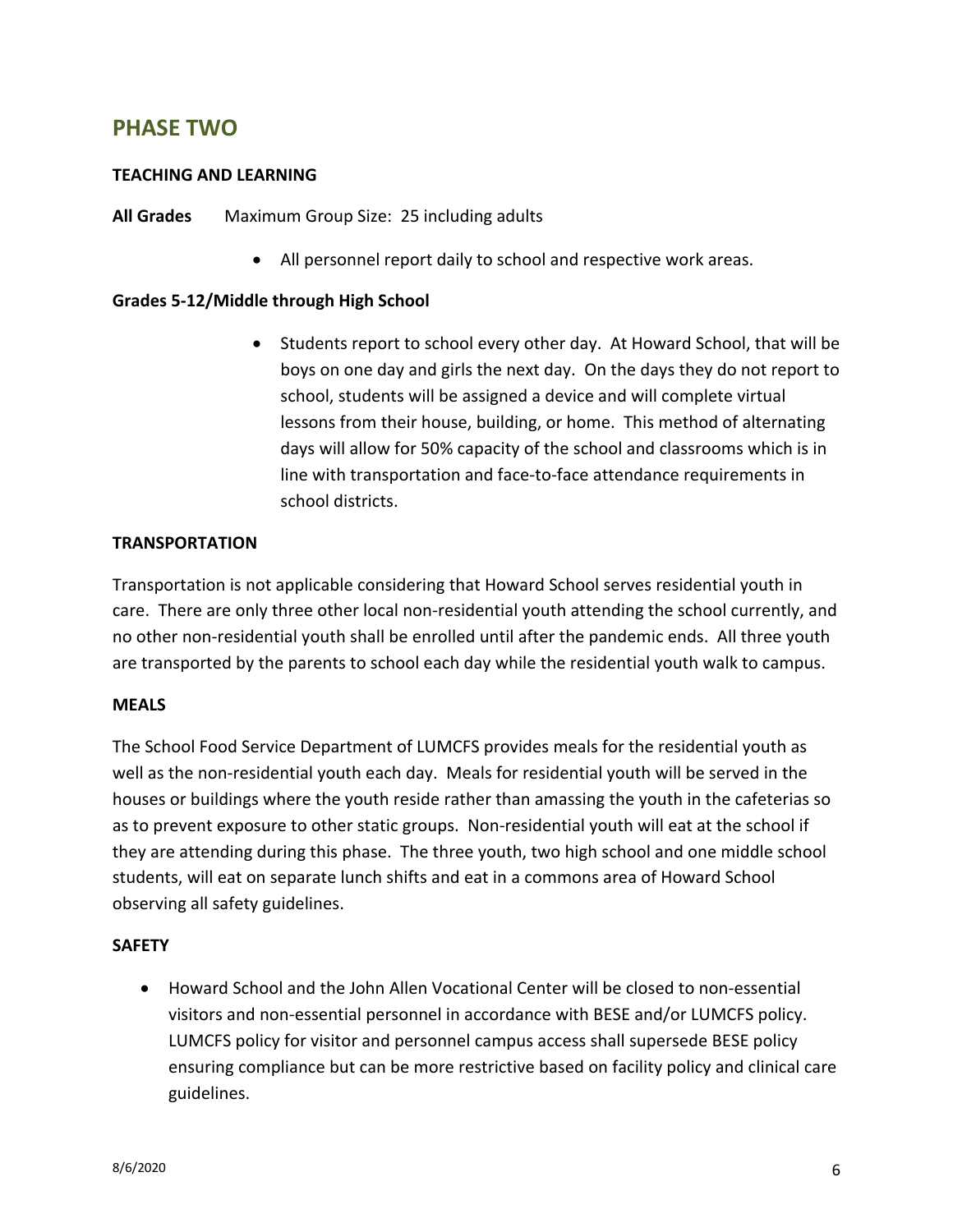## PHASE TWO

**TEACHING AND LEARNING**

**All Grades** Maximum Group Size: 25 including adults

- All personnel report daily to school and respective work areas.

**Grades 5-12/Middle through High School**

- Students report to school every other day. At Howard School, that will be boys on one day and girls the next day. On the days they do not report to school, students will be assigned a device and will complete virtual lessons from their house, building, or home. This method of alternating days will allow for 50% capacity of the school and classrooms which is in line with transportation and face-to-face attendance requirements in school districts.

**TRANSPORTATION**

Transportation is not applicable considering that Howard School serves residential youth in care. There are only three other local non-residential youth attending the school currently, and no other non-residential youth shall be enrolled until after the pandemic ends. All three youth are transported by the parents to school each day while the residential youth walk to campus.

**MEALS**

The School Food Service Department of LUMCFS provides meals for the residential youth as well as the non-residential youth each day. Meals for residential youth will be served in the houses or buildings where the youth reside rather than amassing the youth in the cafeterias so as to prevent exposure to other static groups. Non-residential youth will eat at the school if they are attending during this phase. The three youth, two high school and one middle school students, will eat on separate lunch shifts and eat in a commons area of Howard School observing all safety guidelines.

**SAFETY**

- Howard School and the John Allen Vocational Center will be closed to non-essential visitors and non-essential personnel in accordance with BESE and/or LUMCFS policy. LUMCFS policy for visitor and personnel campus access shall supersede BESE policy ensuring compliance but can be more restrictive based on facility policy and clinical care guidelines.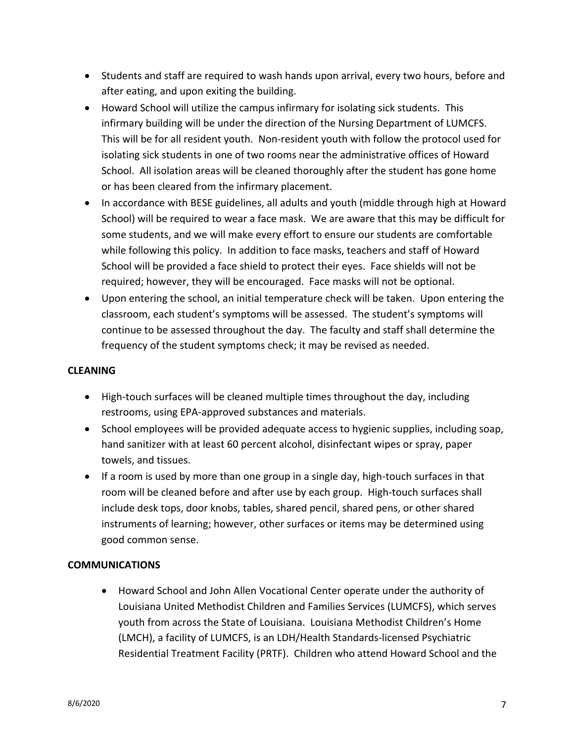- Students and staff are required to wash hands upon arrival, every two hours, before and after eating, and upon exiting the building.
- Howard School will utilize the campus infirmary for isolating sick students. This infirmary building will be under the direction of the Nursing Department of LUMCFS. This will be for all resident youth. Non-resident youth with follow the protocol used for isolating sick students in one of two rooms near the administrative offices of Howard School. All isolation areas will be cleaned thoroughly after the student has gone home or has been cleared from the infirmary placement.
- In accordance with BESE guidelines, all adults and youth (middle through high at Howard School) will be required to wear a face mask. We are aware that this may be difficult for some students, and we will make every effort to ensure our students are comfortable while following this policy. In addition to face masks, teachers and staff of Howard School will be provided a face shield to protect their eyes. Face shields will not be required; however, they will be encouraged. Face masks will not be optional.
- Upon entering the school, an initial temperature check will be taken. Upon entering the classroom, each student's symptoms will be assessed. The student's symptoms will continue to be assessed throughout the day. The faculty and staff shall determine the frequency of the student symptoms check; it may be revised as needed.

**CLEANING**

- High-touch surfaces will be cleaned multiple times throughout the day, including restrooms, using EPA-approved substances and materials.
- School employees will be provided adequate access to hygienic supplies, including soap, hand sanitizer with at least 60 percent alcohol, disinfectant wipes or spray, paper towels, and tissues.
- If a room is used by more than one group in a single day, high-touch surfaces in that room will be cleaned before and after use by each group. High-touch surfaces shall include desk tops, door knobs, tables, shared pencil, shared pens, or other shared instruments of learning; however, other surfaces or items may be determined using good common sense.

**COMMUNICATIONS**

- Howard School and John Allen Vocational Center operate under the authority of Louisiana United Methodist Children and Families Services (LUMCFS), which serves youth from across the State of Louisiana. Louisiana Methodist Children's Home (LMCH), a facility of LUMCFS, is an LDH/Health Standards-licensed Psychiatric Residential Treatment Facility (PRTF). Children who attend Howard School and the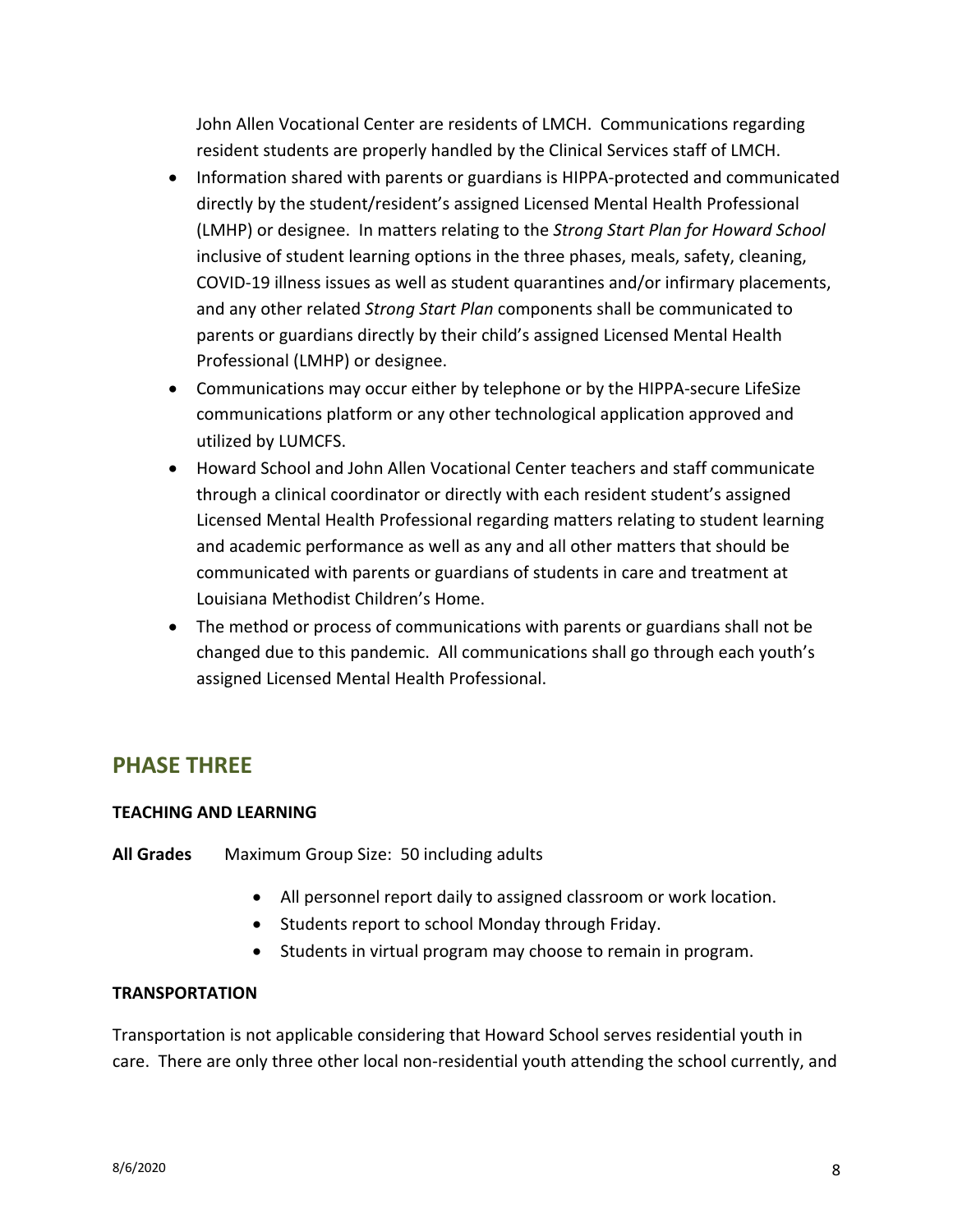John Allen Vocational Center are residents of LMCH. Communications regarding resident students are properly handled by the Clinical Services staff of LMCH.

- Information shared with parents or guardians is HIPPA-protected and communicated directly by the student/resident's assigned Licensed Mental Health Professional (LMHP) or designee. In matters relating to the *Strong Start Plan for Howard School* inclusive of student learning options in the three phases, meals, safety, cleaning, COVID-19 illness issues as well as student quarantines and/or infirmary placements, and any other related *Strong Start Plan* components shall be communicated to parents or guardians directly by their child's assigned Licensed Mental Health Professional (LMHP) or designee.
- Communications may occur either by telephone or by the HIPPA-secure LifeSize communications platform or any other technological application approved and utilized by LUMCFS.
- Howard School and John Allen Vocational Center teachers and staff communicate through a clinical coordinator or directly with each resident student's assigned Licensed Mental Health Professional regarding matters relating to student learning and academic performance as well as any and all other matters that should be communicated with parents or guardians of students in care and treatment at Louisiana Methodist Children's Home.
- The method or process of communications with parents or guardians shall not be changed due to this pandemic. All communications shall go through each youth's assigned Licensed Mental Health Professional.

## PHASE THREE

**TEACHING AND LEARNING**

**All Grades** Maximum Group Size: 50 including adults

- All personnel report daily to assigned classroom or work location.
- Students report to school Monday through Friday.
- Students in virtual program may choose to remain in program.

**TRANSPORTATION**

Transportation is not applicable considering that Howard School serves residential youth in care. There are only three other local non-residential youth attending the school currently, and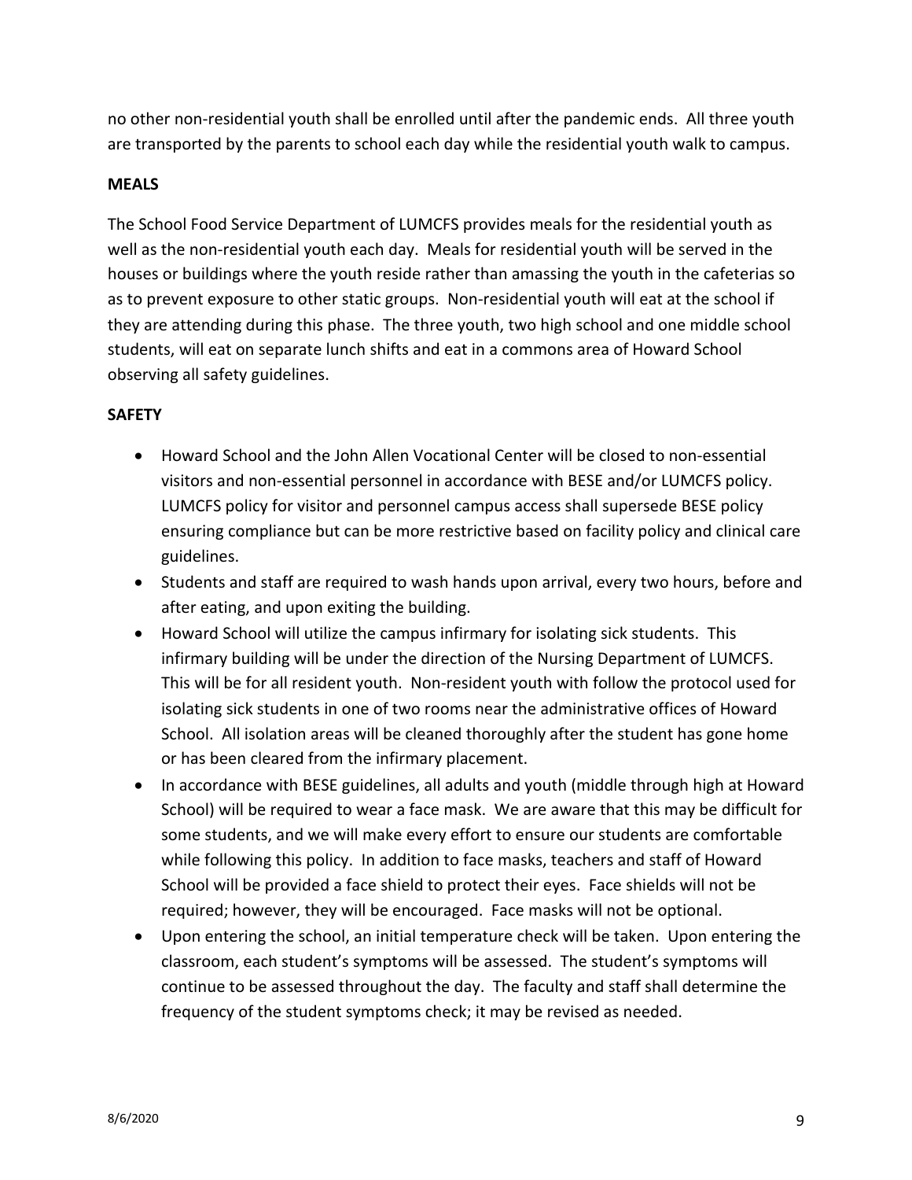no other non-residential youth shall be enrolled until after the pandemic ends. All three youth are transported by the parents to school each day while the residential youth walk to campus.

**MEALS**

The School Food Service Department of LUMCFS provides meals for the residential youth as well as the non-residential youth each day. Meals for residential youth will be served in the houses or buildings where the youth reside rather than amassing the youth in the cafeterias so as to prevent exposure to other static groups. Non-residential youth will eat at the school if they are attending during this phase. The three youth, two high school and one middle school students, will eat on separate lunch shifts and eat in a commons area of Howard School observing all safety guidelines.

**SAFETY**

- Howard School and the John Allen Vocational Center will be closed to non-essential visitors and non-essential personnel in accordance with BESE and/or LUMCFS policy. LUMCFS policy for visitor and personnel campus access shall supersede BESE policy ensuring compliance but can be more restrictive based on facility policy and clinical care guidelines.
- Students and staff are required to wash hands upon arrival, every two hours, before and after eating, and upon exiting the building.
- Howard School will utilize the campus infirmary for isolating sick students. This infirmary building will be under the direction of the Nursing Department of LUMCFS. This will be for all resident youth. Non-resident youth with follow the protocol used for isolating sick students in one of two rooms near the administrative offices of Howard School. All isolation areas will be cleaned thoroughly after the student has gone home or has been cleared from the infirmary placement.
- In accordance with BESE guidelines, all adults and youth (middle through high at Howard School) will be required to wear a face mask. We are aware that this may be difficult for some students, and we will make every effort to ensure our students are comfortable while following this policy. In addition to face masks, teachers and staff of Howard School will be provided a face shield to protect their eyes. Face shields will not be required; however, they will be encouraged. Face masks will not be optional.
- Upon entering the school, an initial temperature check will be taken. Upon entering the classroom, each student's symptoms will be assessed. The student's symptoms will continue to be assessed throughout the day. The faculty and staff shall determine the frequency of the student symptoms check; it may be revised as needed.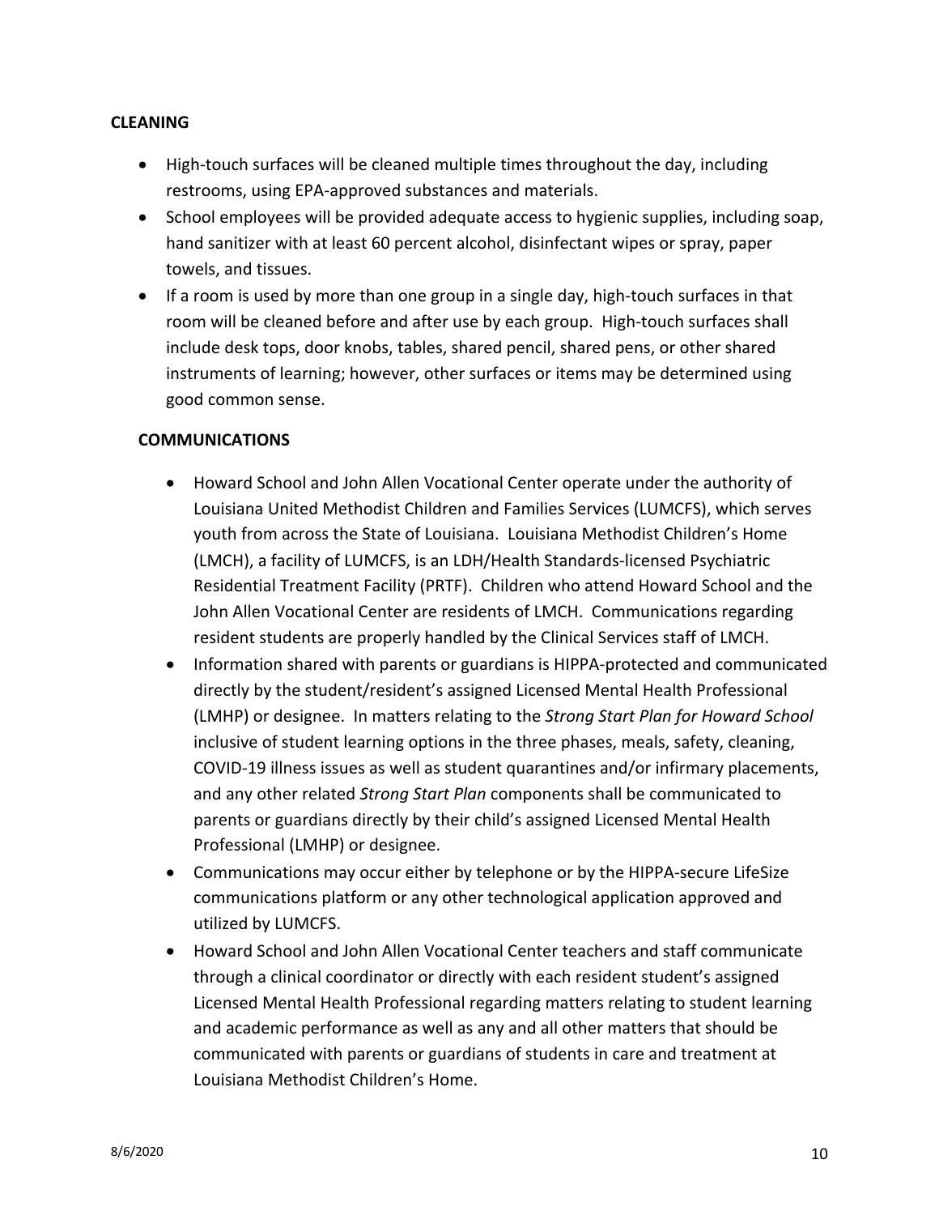**CLEANING**

- High-touch surfaces will be cleaned multiple times throughout the day, including restrooms, using EPA-approved substances and materials.
- School employees will be provided adequate access to hygienic supplies, including soap, hand sanitizer with at least 60 percent alcohol, disinfectant wipes or spray, paper towels, and tissues.
- If a room is used by more than one group in a single day, high-touch surfaces in that room will be cleaned before and after use by each group. High-touch surfaces shall include desk tops, door knobs, tables, shared pencil, shared pens, or other shared instruments of learning; however, other surfaces or items may be determined using good common sense.

**COMMUNICATIONS**

- Howard School and John Allen Vocational Center operate under the authority of Louisiana United Methodist Children and Families Services (LUMCFS), which serves youth from across the State of Louisiana. Louisiana Methodist Children's Home (LMCH), a facility of LUMCFS, is an LDH/Health Standards-licensed Psychiatric Residential Treatment Facility (PRTF). Children who attend Howard School and the John Allen Vocational Center are residents of LMCH. Communications regarding resident students are properly handled by the Clinical Services staff of LMCH.
- Information shared with parents or guardians is HIPPA-protected and communicated directly by the student/resident's assigned Licensed Mental Health Professional (LMHP) or designee. In matters relating to the *Strong Start Plan for Howard School* inclusive of student learning options in the three phases, meals, safety, cleaning, COVID-19 illness issues as well as student quarantines and/or infirmary placements, and any other related *Strong Start Plan* components shall be communicated to parents or guardians directly by their child's assigned Licensed Mental Health Professional (LMHP) or designee.
- Communications may occur either by telephone or by the HIPPA-secure LifeSize communications platform or any other technological application approved and utilized by LUMCFS.
- Howard School and John Allen Vocational Center teachers and staff communicate through a clinical coordinator or directly with each resident student's assigned Licensed Mental Health Professional regarding matters relating to student learning and academic performance as well as any and all other matters that should be communicated with parents or guardians of students in care and treatment at Louisiana Methodist Children's Home.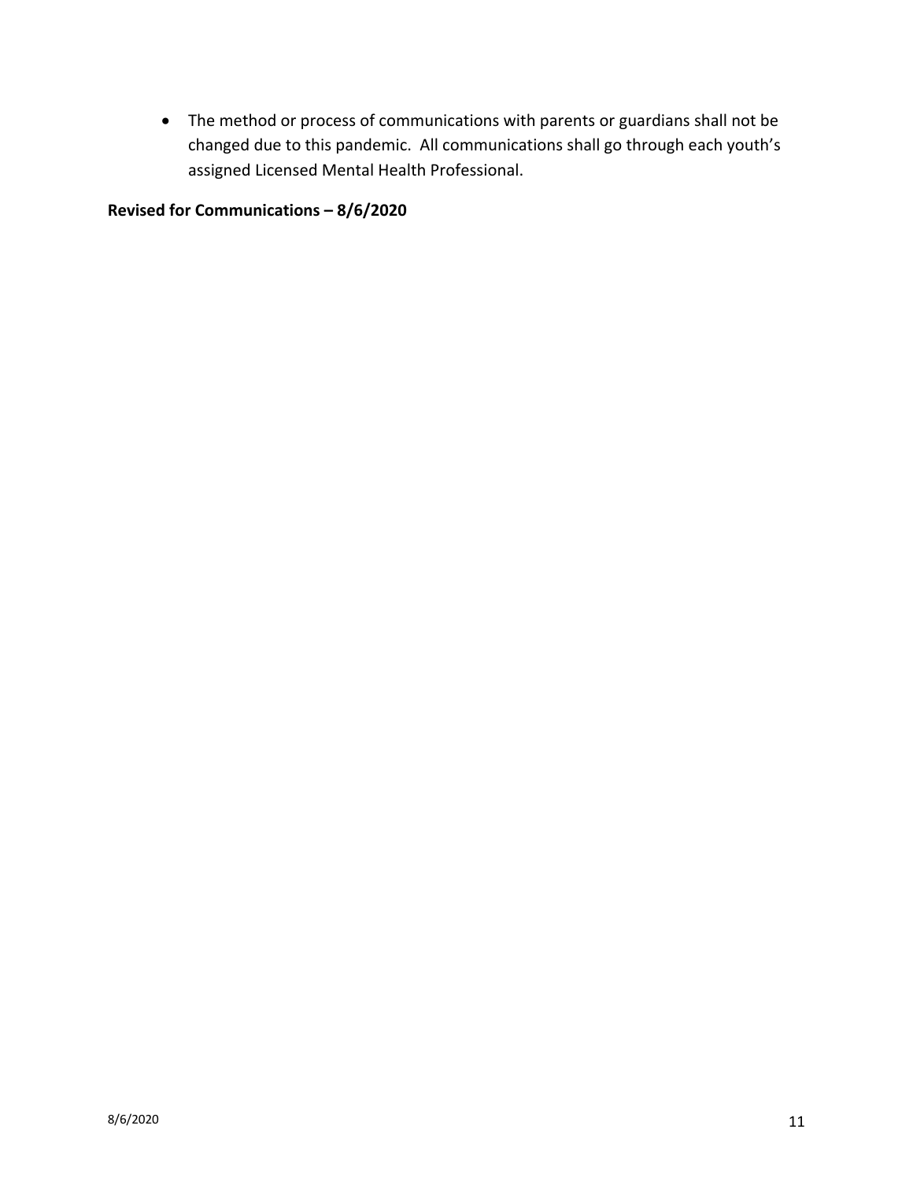- The method or process of communications with parents or guardians shall not be changed due to this pandemic. All communications shall go through each youth's assigned Licensed Mental Health Professional.

**Revised for Communications – 8/6/2020**